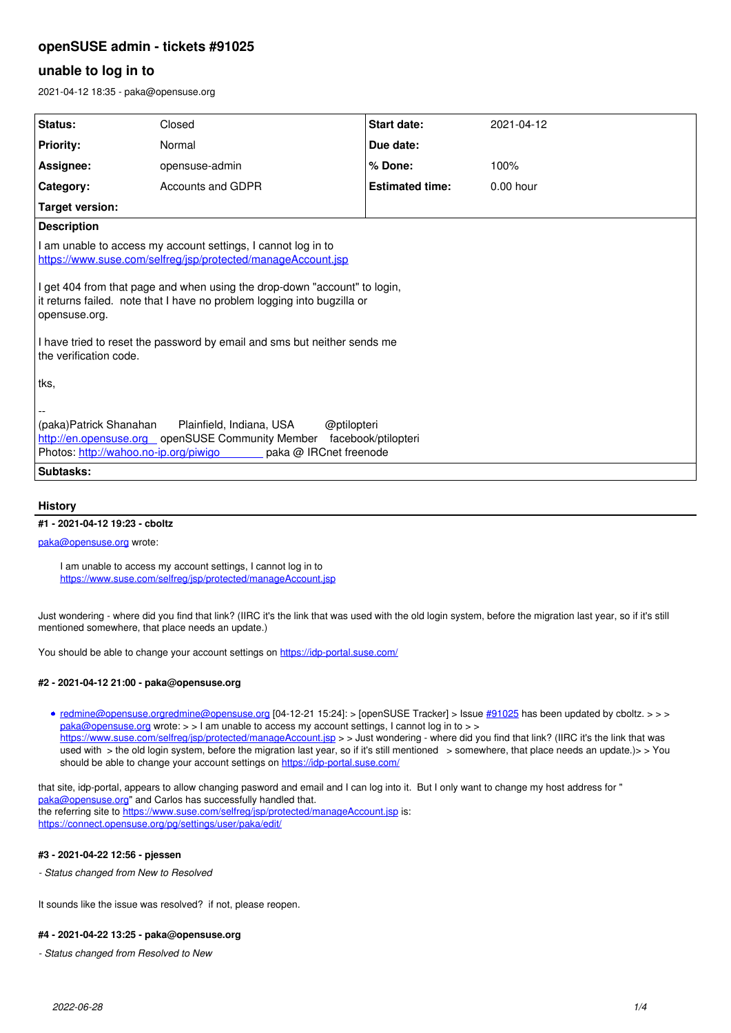# openSUSE admin - tickets #91025

## unable to log in to

2021-04-12 18:35 - paka@opensuse.org

| Status: | Closed | Start date: | 2021-04-12 |
| --- | --- | --- | --- |
| Priority: | Normal | Due date: | |
| Assignee: | opensuse-admin | % Done: | 100% |
| Category: | Accounts and GDPR | Estimated time: | 0.00 hour |
| Target version: | | | |

**Description**

I am unable to access my account settings, I cannot log in to
https://www.suse.com/selfreg/jsp/protected/manageAccount.jsp

I get 404 from that page and when using the drop-down "account" to login,
it returns failed.  note that I have no problem logging into bugzilla or
opensuse.org.

I have tried to reset the password by email and sms but neither sends me
the verification code.

tks,

--
(paka)Patrick Shanahan       Plainfield, Indiana, USA       @ptilopteri
http://en.opensuse.org    openSUSE Community Member    facebook/ptilopteri
Photos: http://wahoo.no-ip.org/piwigo          paka @ IRCnet freenode

**Subtasks:**

### History

#### #1 - 2021-04-12 19:23 - cboltz

paka@opensuse.org wrote:

> I am unable to access my account settings, I cannot log in to
> https://www.suse.com/selfreg/jsp/protected/manageAccount.jsp

Just wondering - where did you find that link? (IIRC it's the link that was used with the old login system, before the migration last year, so if it's still mentioned somewhere, that place needs an update.)

You should be able to change your account settings on https://idp-portal.suse.com/

#### #2 - 2021-04-12 21:00 - paka@opensuse.org

- redmine@opensuse.orgredmine@opensuse.org [04-12-21 15:24]: > [openSUSE Tracker] > Issue #91025 has been updated by cboltz. > > > paka@opensuse.org wrote: > > I am unable to access my account settings, I cannot log in to > > https://www.suse.com/selfreg/jsp/protected/manageAccount.jsp > > Just wondering - where did you find that link? (IIRC it's the link that was used with  > the old login system, before the migration last year, so if it's still mentioned   > somewhere, that place needs an update.)> > You should be able to change your account settings on https://idp-portal.suse.com/

that site, idp-portal, appears to allow changing pasword and email and I can log into it.  But I only want to change my host address for " paka@opensuse.org" and Carlos has successfully handled that.
the referring site to https://www.suse.com/selfreg/jsp/protected/manageAccount.jsp is:
https://connect.opensuse.org/pg/settings/user/paka/edit/

#### #3 - 2021-04-22 12:56 - pjessen

*- Status changed from New to Resolved*

It sounds like the issue was resolved?  if not, please reopen.

#### #4 - 2021-04-22 13:25 - paka@opensuse.org

*- Status changed from Resolved to New*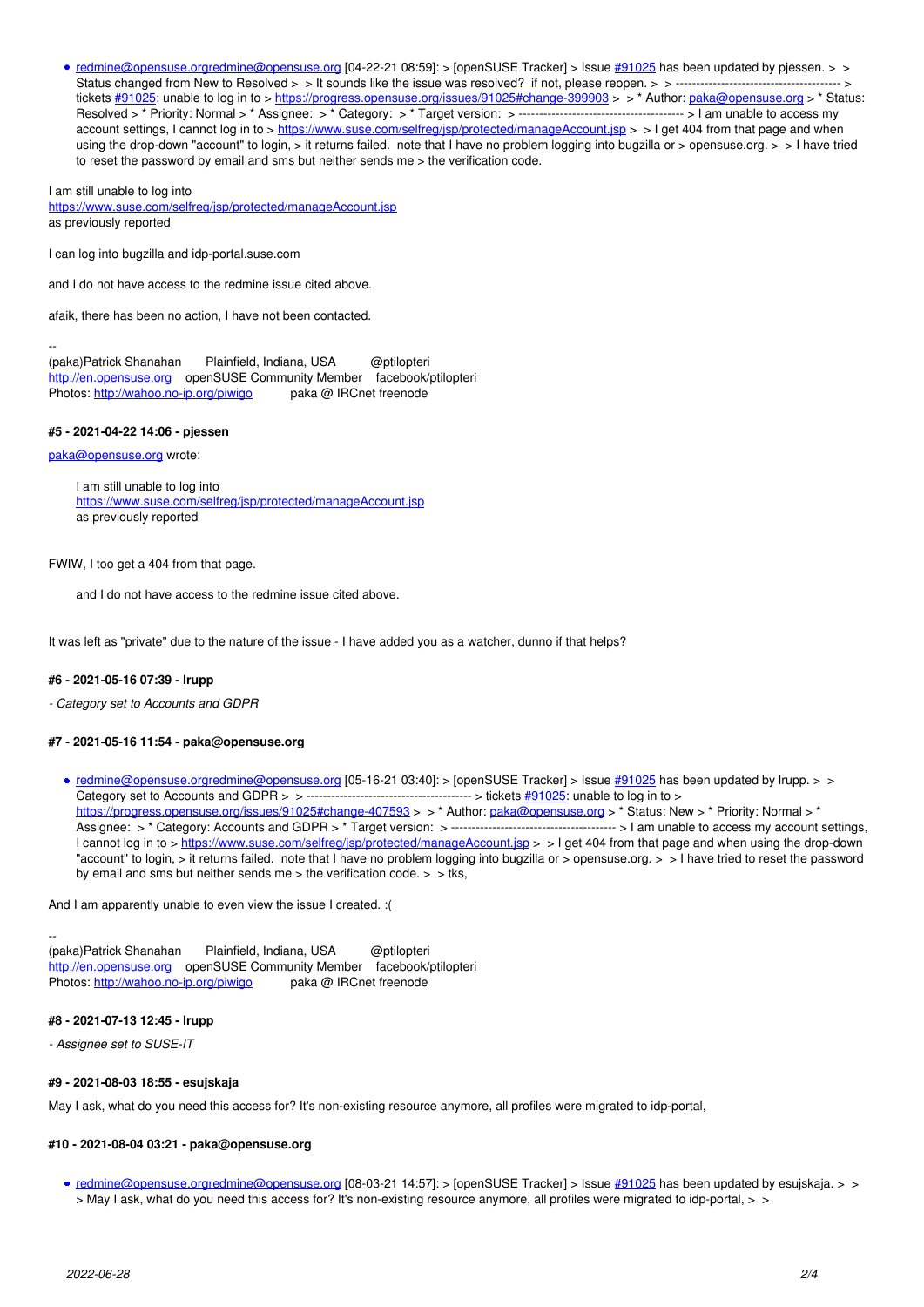- redmine@opensuse.orgredmine@opensuse.org [04-22-21 08:59]: > [openSUSE Tracker] > Issue #91025 has been updated by pjessen. > > Status changed from New to Resolved > > It sounds like the issue was resolved? if not, please reopen. > > ---------------------------------------- > tickets #91025: unable to log in to > https://progress.opensuse.org/issues/91025#change-399903 > > * Author: paka@opensuse.org > * Status: Resolved > * Priority: Normal > * Assignee: > * Category: > * Target version: > ---------------------------------------- > I am unable to access my account settings, I cannot log in to > https://www.suse.com/selfreg/jsp/protected/manageAccount.jsp > > I get 404 from that page and when using the drop-down "account" to login, > it returns failed. note that I have no problem logging into bugzilla or > opensuse.org. > > I have tried to reset the password by email and sms but neither sends me > the verification code.

I am still unable to log into
https://www.suse.com/selfreg/jsp/protected/manageAccount.jsp
as previously reported

I can log into bugzilla and idp-portal.suse.com

and I do not have access to the redmine issue cited above.

afaik, there has been no action, I have not been contacted.

--
(paka)Patrick Shanahan Plainfield, Indiana, USA @ptilopteri
http://en.opensuse.org openSUSE Community Member facebook/ptilopteri
Photos: http://wahoo.no-ip.org/piwigo paka @ IRCnet freenode

#### #5 - 2021-04-22 14:06 - pjessen

paka@opensuse.org wrote:

> I am still unable to log into
> https://www.suse.com/selfreg/jsp/protected/manageAccount.jsp
> as previously reported

FWIW, I too get a 404 from that page.

> and I do not have access to the redmine issue cited above.

It was left as "private" due to the nature of the issue - I have added you as a watcher, dunno if that helps?

#### #6 - 2021-05-16 07:39 - lrupp

*- Category set to Accounts and GDPR*

#### #7 - 2021-05-16 11:54 - paka@opensuse.org

- redmine@opensuse.orgredmine@opensuse.org [05-16-21 03:40]: > [openSUSE Tracker] > Issue #91025 has been updated by lrupp. > > Category set to Accounts and GDPR > > ---------------------------------------- > tickets #91025: unable to log in to > https://progress.opensuse.org/issues/91025#change-407593 > > * Author: paka@opensuse.org > * Status: New > * Priority: Normal > * Assignee: > * Category: Accounts and GDPR > * Target version: > ---------------------------------------- > I am unable to access my account settings, I cannot log in to > https://www.suse.com/selfreg/jsp/protected/manageAccount.jsp > > I get 404 from that page and when using the drop-down "account" to login, > it returns failed. note that I have no problem logging into bugzilla or > opensuse.org. > > I have tried to reset the password by email and sms but neither sends me > the verification code. > > tks,

And I am apparently unable to even view the issue I created. :(

--
(paka)Patrick Shanahan Plainfield, Indiana, USA @ptilopteri
http://en.opensuse.org openSUSE Community Member facebook/ptilopteri
Photos: http://wahoo.no-ip.org/piwigo paka @ IRCnet freenode

#### #8 - 2021-07-13 12:45 - lrupp

*- Assignee set to SUSE-IT*

#### #9 - 2021-08-03 18:55 - esujskaja

May I ask, what do you need this access for? It's non-existing resource anymore, all profiles were migrated to idp-portal,

#### #10 - 2021-08-04 03:21 - paka@opensuse.org

- redmine@opensuse.orgredmine@opensuse.org [08-03-21 14:57]: > [openSUSE Tracker] > Issue #91025 has been updated by esujskaja. > > > May I ask, what do you need this access for? It's non-existing resource anymore, all profiles were migrated to idp-portal, > >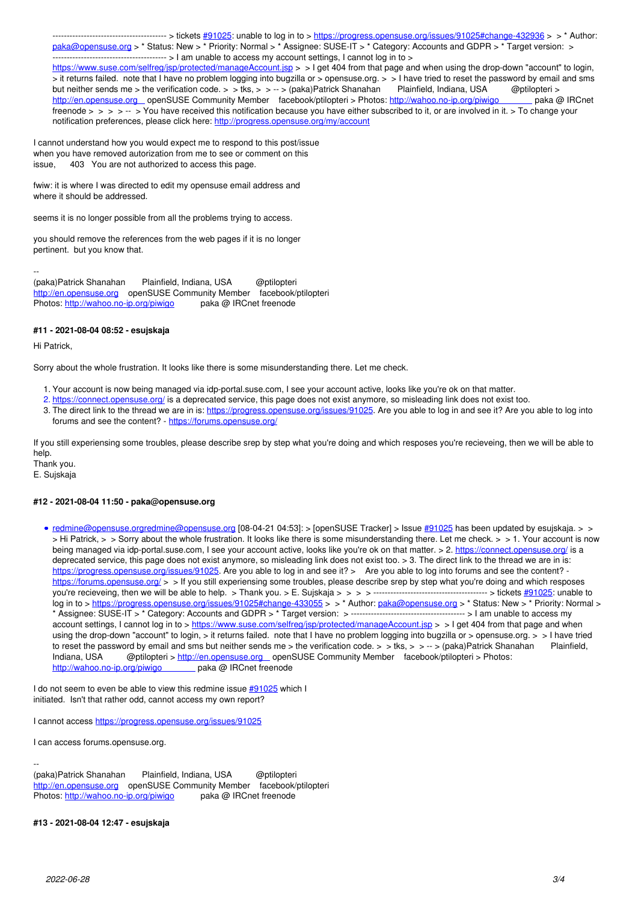---------------------------------------- > tickets #91025: unable to log in to > https://progress.opensuse.org/issues/91025#change-432936 > > * Author: paka@opensuse.org > * Status: New > * Priority: Normal > * Assignee: SUSE-IT > * Category: Accounts and GDPR > * Target version: > ---------------------------------------- > I am unable to access my account settings, I cannot log in to > https://www.suse.com/selfreg/jsp/protected/manageAccount.jsp > > I get 404 from that page and when using the drop-down "account" to login, > it returns failed. note that I have no problem logging into bugzilla or > opensuse.org. > > I have tried to reset the password by email and sms but neither sends me > the verification code. > > tks, > > -- > (paka)Patrick Shanahan Plainfield, Indiana, USA @ptilopteri > http://en.opensuse.org openSUSE Community Member facebook/ptilopteri > Photos: http://wahoo.no-ip.org/piwigo paka @ IRCnet freenode > > > > -- > You have received this notification because you have either subscribed to it, or are involved in it. > To change your notification preferences, please click here: http://progress.opensuse.org/my/account

I cannot understand how you would expect me to respond to this post/issue
when you have removed autorization from me to see or comment on this
issue, 403 You are not authorized to access this page.

fwiw: it is where I was directed to edit my opensuse email address and
where it should be addressed.

seems it is no longer possible from all the problems trying to access.

you should remove the references from the web pages if it is no longer
pertinent. but you know that.

--
(paka)Patrick Shanahan Plainfield, Indiana, USA @ptilopteri
http://en.opensuse.org openSUSE Community Member facebook/ptilopteri
Photos: http://wahoo.no-ip.org/piwigo paka @ IRCnet freenode

#### #11 - 2021-08-04 08:52 - esujskaja

Hi Patrick,

Sorry about the whole frustration. It looks like there is some misunderstanding there. Let me check.

1. Your account is now being managed via idp-portal.suse.com, I see your account active, looks like you're ok on that matter.
2. https://connect.opensuse.org/ is a deprecated service, this page does not exist anymore, so misleading link does not exist too.
3. The direct link to the thread we are in is: https://progress.opensuse.org/issues/91025. Are you able to log in and see it? Are you able to log into forums and see the content? - https://forums.opensuse.org/

If you still experiensing some troubles, please describe srep by step what you're doing and which resposes you're recieveing, then we will be able to help.
Thank you.
E. Sujskaja

#### #12 - 2021-08-04 11:50 - paka@opensuse.org

- redmine@opensuse.orgredmine@opensuse.org [08-04-21 04:53]: > [openSUSE Tracker] > Issue #91025 has been updated by esujskaja. > > > Hi Patrick, > > Sorry about the whole frustration. It looks like there is some misunderstanding there. Let me check. > > 1. Your account is now being managed via idp-portal.suse.com, I see your account active, looks like you're ok on that matter. > 2. https://connect.opensuse.org/ is a deprecated service, this page does not exist anymore, so misleading link does not exist too. > 3. The direct link to the thread we are in is: https://progress.opensuse.org/issues/91025. Are you able to log in and see it? > Are you able to log into forums and see the content? - https://forums.opensuse.org/ > > If you still experiensing some troubles, please describe srep by step what you're doing and which resposes you're recieveing, then we will be able to help. > Thank you. > E. Sujskaja > > > > ---------------------------------------- > tickets #91025: unable to log in to > https://progress.opensuse.org/issues/91025#change-433055 > > * Author: paka@opensuse.org > * Status: New > * Priority: Normal > * Assignee: SUSE-IT > * Category: Accounts and GDPR > * Target version: > ---------------------------------------- > I am unable to access my account settings, I cannot log in to > https://www.suse.com/selfreg/jsp/protected/manageAccount.jsp > > I get 404 from that page and when using the drop-down "account" to login, > it returns failed. note that I have no problem logging into bugzilla or > opensuse.org. > > I have tried to reset the password by email and sms but neither sends me > the verification code. > > tks, > > -- > (paka)Patrick Shanahan Plainfield, Indiana, USA @ptilopteri > http://en.opensuse.org openSUSE Community Member facebook/ptilopteri > Photos: http://wahoo.no-ip.org/piwigo paka @ IRCnet freenode

I do not seem to even be able to view this redmine issue #91025 which I
initiated. Isn't that rather odd, cannot access my own report?

I cannot access https://progress.opensuse.org/issues/91025

I can access forums.opensuse.org.

--
(paka)Patrick Shanahan Plainfield, Indiana, USA @ptilopteri
http://en.opensuse.org openSUSE Community Member facebook/ptilopteri
Photos: http://wahoo.no-ip.org/piwigo paka @ IRCnet freenode

#### #13 - 2021-08-04 12:47 - esujskaja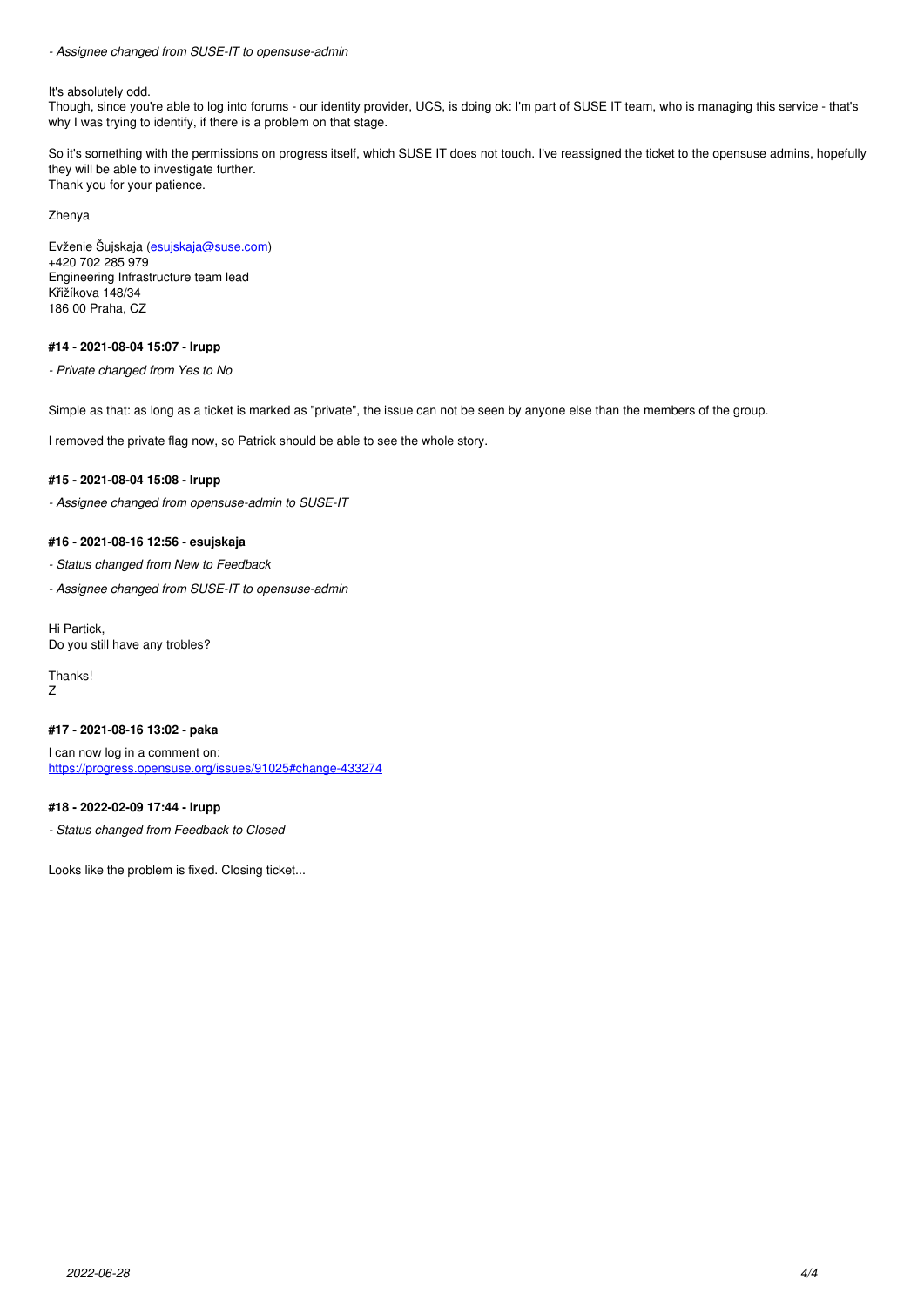*- Assignee changed from SUSE-IT to opensuse-admin*

It's absolutely odd.
Though, since you're able to log into forums - our identity provider, UCS, is doing ok: I'm part of SUSE IT team, who is managing this service - that's why I was trying to identify, if there is a problem on that stage.

So it's something with the permissions on progress itself, which SUSE IT does not touch. I've reassigned the ticket to the opensuse admins, hopefully they will be able to investigate further.
Thank you for your patience.

Zhenya

Evženie Šujskaja (esujskaja@suse.com)
+420 702 285 979
Engineering Infrastructure team lead
Křižíkova 148/34
186 00 Praha, CZ

#### #14 - 2021-08-04 15:07 - lrupp

*- Private changed from Yes to No*

Simple as that: as long as a ticket is marked as "private", the issue can not be seen by anyone else than the members of the group.

I removed the private flag now, so Patrick should be able to see the whole story.

#### #15 - 2021-08-04 15:08 - lrupp

*- Assignee changed from opensuse-admin to SUSE-IT*

#### #16 - 2021-08-16 12:56 - esujskaja

*- Status changed from New to Feedback*

*- Assignee changed from SUSE-IT to opensuse-admin*

Hi Partick,
Do you still have any trobles?

Thanks!
Z

#### #17 - 2021-08-16 13:02 - paka

I can now log in a comment on:
https://progress.opensuse.org/issues/91025#change-433274

#### #18 - 2022-02-09 17:44 - lrupp

*- Status changed from Feedback to Closed*

Looks like the problem is fixed. Closing ticket...